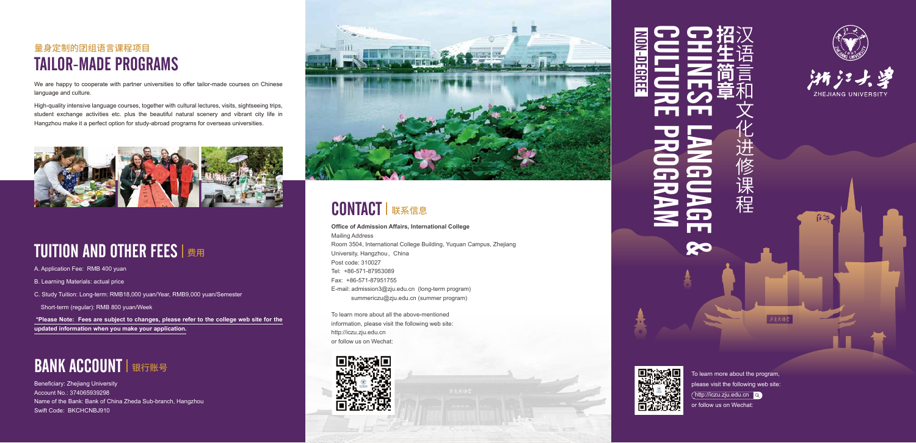## 量身定制的团组语言课程项目
# TAILOR-MADE PROGRAMS

We are happy to cooperate with partner universities to offer tailor-made courses on Chinese language and culture.

High-quality intensive language courses, together with cultural lectures, visits, sightseeing trips, student exchange activities etc. plus the beautiful natural scenery and vibrant city life in Hangzhou make it a perfect option for study-abroad programs for overseas universities.

# TUITION AND OTHER FEES | 费用

A. Application Fee: RMB 400 yuan

B. Learning Materials: actual price

C. Study Tuition: Long-term: RMB18,000 yuan/Year, RMB9,000 yuan/Semester

Short-term (regular): RMB 800 yuan/Week

**\*Please Note: Fees are subject to changes, please refer to the college web site for the updated information when you make your application.**

# BANK ACCOUNT | 银行账号

Beneficiary: Zhejiang University
Account No.: 374065939298
Name of the Bank: Bank of China Zheda Sub-branch, Hangzhou
Swift Code: BKCHCNBJ910

# CONTACT | 联系信息

**Office of Admission Affairs, International College**

Mailing Address
Room 3504, International College Building, Yuquan Campus, Zhejiang University, Hangzhou，China
Post code: 310027
Tel: +86-571-87953089
Fax: +86-571-87951755
E-mail: admission3@zju.edu.cn (long-term program)
summericzu@zju.edu.cn (summer program)

To learn more about all the above-mentioned information, please visit the following web site:
http://iczu.zju.edu.cn
or follow us on Wechat:

浙江大学
ZHEJIANG UNIVERSITY

# 汉语言和文化进修课程招生简章

# CHINESE LANGUAGE & CULTURE PROGRAM

NON-DEGREE

To learn more about the program, please visit the following web site:
http://iczu.zju.edu.cn
or follow us on Wechat: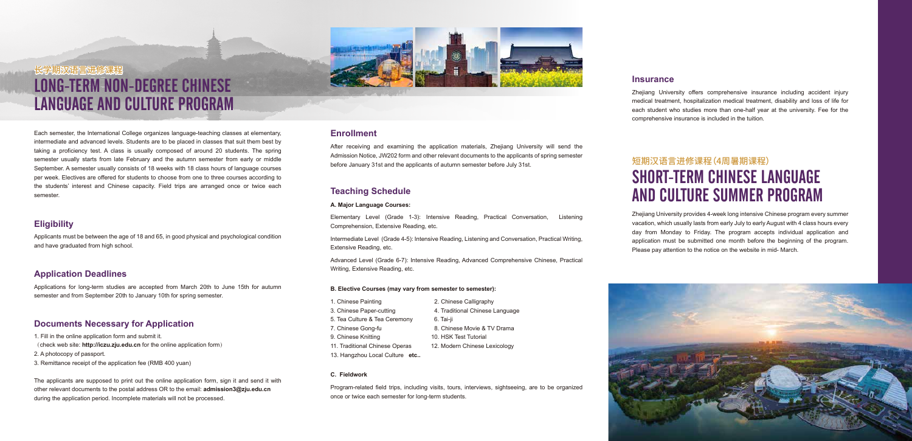# 长学期汉语言进修课程
# LONG-TERM NON-DEGREE CHINESE LANGUAGE AND CULTURE PROGRAM

Each semester, the International College organizes language-teaching classes at elementary, intermediate and advanced levels. Students are to be placed in classes that suit them best by taking a proficiency test. A class is usually composed of around 20 students. The spring semester usually starts from late February and the autumn semester from early or middle September. A semester usually consists of 18 weeks with 18 class hours of language courses per week. Electives are offered for students to choose from one to three courses according to the students' interest and Chinese capacity. Field trips are arranged once or twice each semester.

## Eligibility

Applicants must be between the age of 18 and 65, in good physical and psychological condition and have graduated from high school.

## Application Deadlines

Applications for long-term studies are accepted from March 20th to June 15th for autumn semester and from September 20th to January 10th for spring semester.

## Documents Necessary for Application

1. Fill in the online application form and submit it.
（check web site: **http://iczu.zju.edu.cn** for the online application form）
2. A photocopy of passport.
3. Remittance receipt of the application fee (RMB 400 yuan)

The applicants are supposed to print out the online application form, sign it and send it with other relevant documents to the postal address OR to the email: **admission3@zju.edu.cn** during the application period. Incomplete materials will not be processed.

## Enrollment

After receiving and examining the application materials, Zhejiang University will send the Admission Notice, JW202 form and other relevant documents to the applicants of spring semester before January 31st and the applicants of autumn semester before July 31st.

## Teaching Schedule

**A. Major Language Courses:**

Elementary Level (Grade 1-3): Intensive Reading, Practical Conversation, Listening Comprehension, Extensive Reading, etc.

Intermediate Level (Grade 4-5): Intensive Reading, Listening and Conversation, Practical Writing, Extensive Reading, etc.

Advanced Level (Grade 6-7): Intensive Reading, Advanced Comprehensive Chinese, Practical Writing, Extensive Reading, etc.

**B. Elective Courses (may vary from semester to semester):**

1. Chinese Painting
2. Chinese Calligraphy
3. Chinese Paper-cutting
4. Traditional Chinese Language
5. Tea Culture & Tea Ceremony
6. Tai-ji
7. Chinese Gong-fu
8. Chinese Movie & TV Drama
9. Chinese Knitting
10. HSK Test Tutorial
11. Traditional Chinese Operas
12. Modern Chinese Lexicology
13. Hangzhou Local Culture **etc..**

**C. Fieldwork**

Program-related field trips, including visits, tours, interviews, sightseeing, are to be organized once or twice each semester for long-term students.

## Insurance

Zhejiang University offers comprehensive insurance including accident injury medical treatment, hospitalization medical treatment, disability and loss of life for each student who studies more than one-half year at the university. Fee for the comprehensive insurance is included in the tuition.

# 短期汉语言进修课程（4周暑期课程）
# SHORT-TERM CHINESE LANGUAGE AND CULTURE SUMMER PROGRAM

Zhejiang University provides 4-week long intensive Chinese program every summer vacation, which usually lasts from early July to early August with 4 class hours every day from Monday to Friday. The program accepts individual application and application must be submitted one month before the beginning of the program. Please pay attention to the notice on the website in mid- March.